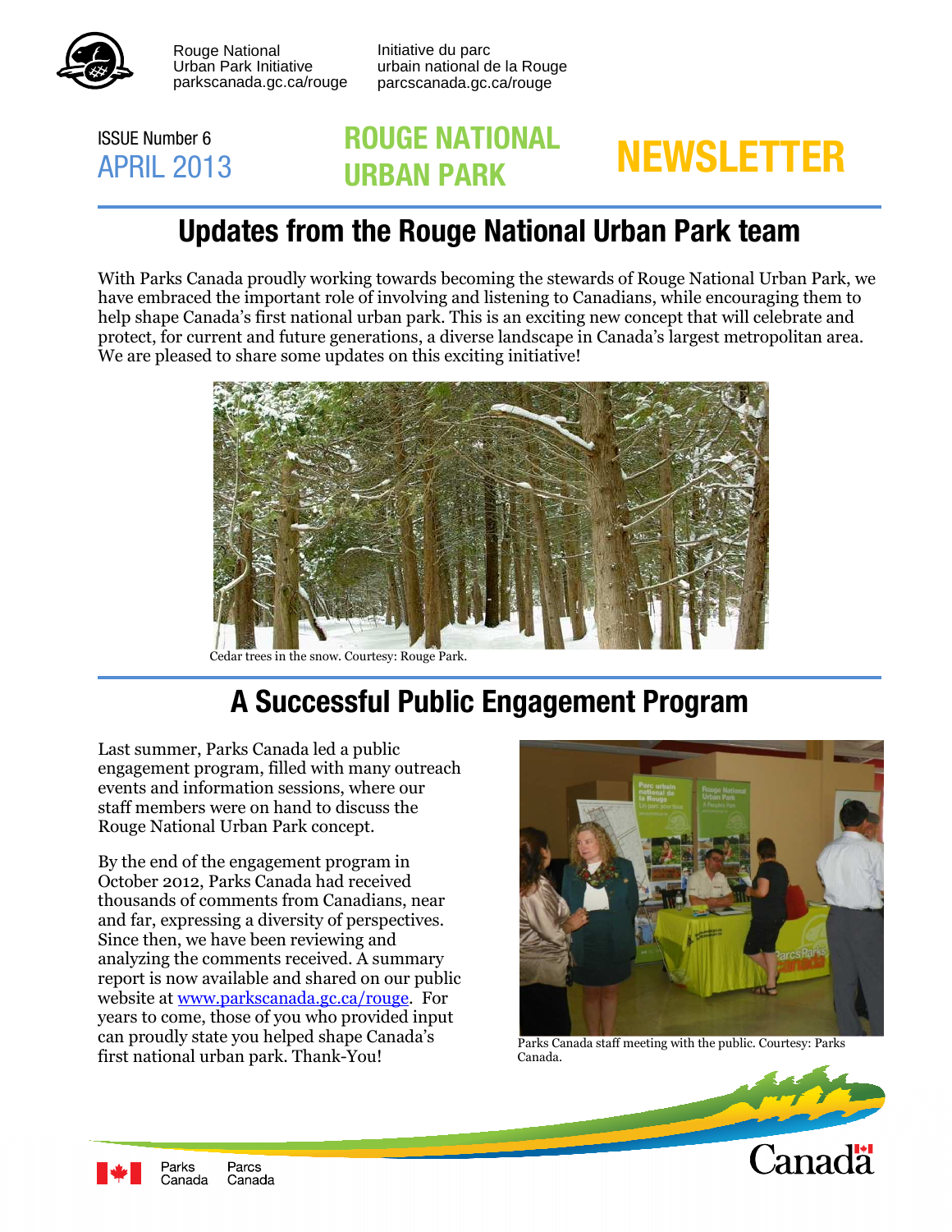Rouge National Urban Park Initiative
parkscanada.gc.ca/rouge

Initiative du parc urbain national de la Rouge
parcscanada.gc.ca/rouge

ISSUE Number 6
APRIL 2013

# ROUGE NATIONAL URBAN PARK NEWSLETTER

## Updates from the Rouge National Urban Park team

With Parks Canada proudly working towards becoming the stewards of Rouge National Urban Park, we have embraced the important role of involving and listening to Canadians, while encouraging them to help shape Canada's first national urban park. This is an exciting new concept that will celebrate and protect, for current and future generations, a diverse landscape in Canada's largest metropolitan area. We are pleased to share some updates on this exciting initiative!

Cedar trees in the snow. Courtesy: Rouge Park.

## A Successful Public Engagement Program

Last summer, Parks Canada led a public engagement program, filled with many outreach events and information sessions, where our staff members were on hand to discuss the Rouge National Urban Park concept.

By the end of the engagement program in October 2012, Parks Canada had received thousands of comments from Canadians, near and far, expressing a diversity of perspectives. Since then, we have been reviewing and analyzing the comments received. A summary report is now available and shared on our public website at www.parkscanada.gc.ca/rouge. For years to come, those of you who provided input can proudly state you helped shape Canada's first national urban park. Thank-You!

Parks Canada staff meeting with the public. Courtesy: Parks Canada.

Parks Canada / Parcs Canada

Canada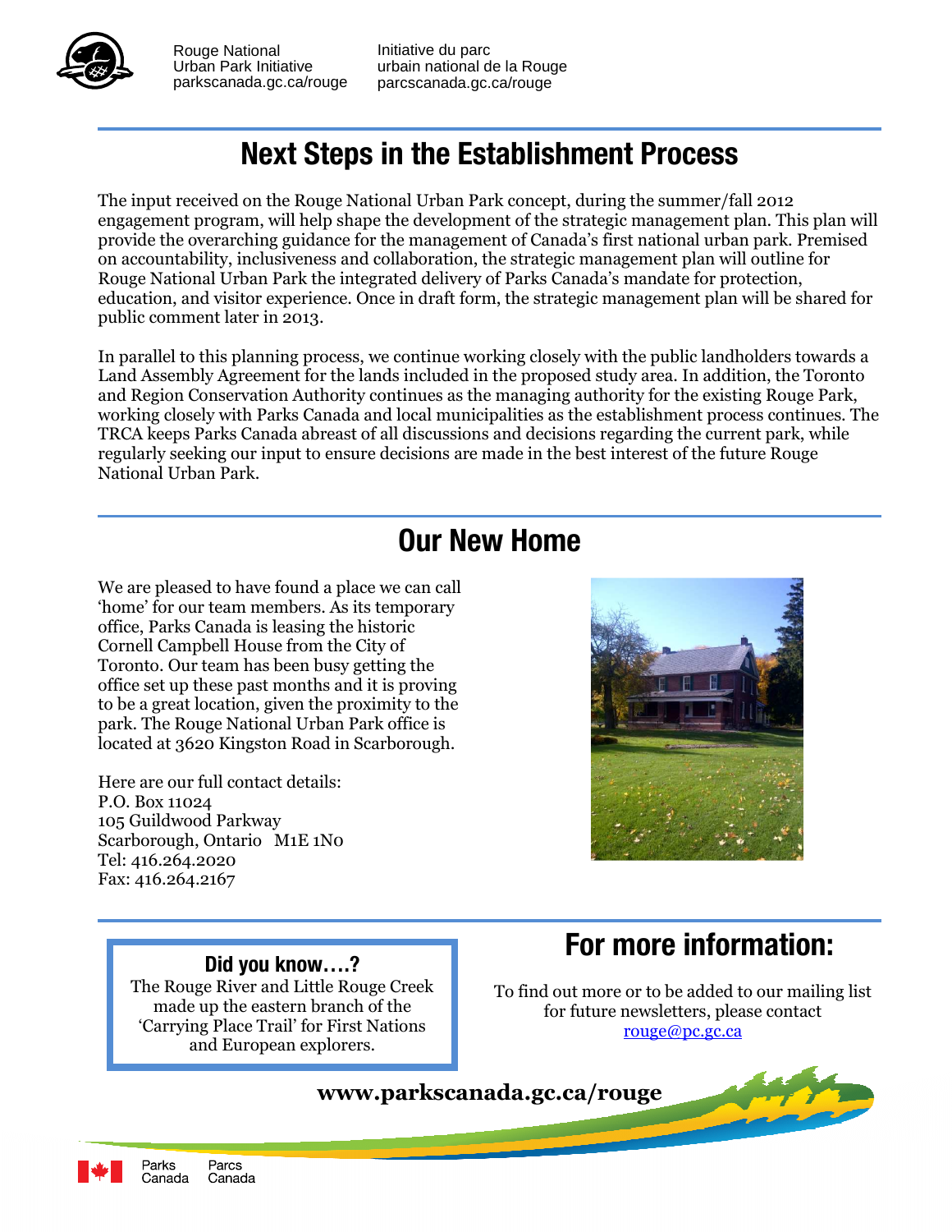Rouge National Urban Park Initiative
parkscanada.gc.ca/rouge

Initiative du parc urbain national de la Rouge
parcscanada.gc.ca/rouge

# Next Steps in the Establishment Process

The input received on the Rouge National Urban Park concept, during the summer/fall 2012 engagement program, will help shape the development of the strategic management plan. This plan will provide the overarching guidance for the management of Canada's first national urban park. Premised on accountability, inclusiveness and collaboration, the strategic management plan will outline for Rouge National Urban Park the integrated delivery of Parks Canada's mandate for protection, education, and visitor experience. Once in draft form, the strategic management plan will be shared for public comment later in 2013.

In parallel to this planning process, we continue working closely with the public landholders towards a Land Assembly Agreement for the lands included in the proposed study area. In addition, the Toronto and Region Conservation Authority continues as the managing authority for the existing Rouge Park, working closely with Parks Canada and local municipalities as the establishment process continues. The TRCA keeps Parks Canada abreast of all discussions and decisions regarding the current park, while regularly seeking our input to ensure decisions are made in the best interest of the future Rouge National Urban Park.

# Our New Home

We are pleased to have found a place we can call 'home' for our team members. As its temporary office, Parks Canada is leasing the historic Cornell Campbell House from the City of Toronto. Our team has been busy getting the office set up these past months and it is proving to be a great location, given the proximity to the park. The Rouge National Urban Park office is located at 3620 Kingston Road in Scarborough.

Here are our full contact details:
P.O. Box 11024
105 Guildwood Parkway
Scarborough, Ontario M1E 1N0
Tel: 416.264.2020
Fax: 416.264.2167

### Did you know….?

The Rouge River and Little Rouge Creek made up the eastern branch of the 'Carrying Place Trail' for First Nations and European explorers.

# For more information:

To find out more or to be added to our mailing list for future newsletters, please contact rouge@pc.gc.ca

**www.parkscanada.gc.ca/rouge**

Parks Canada Parcs Canada